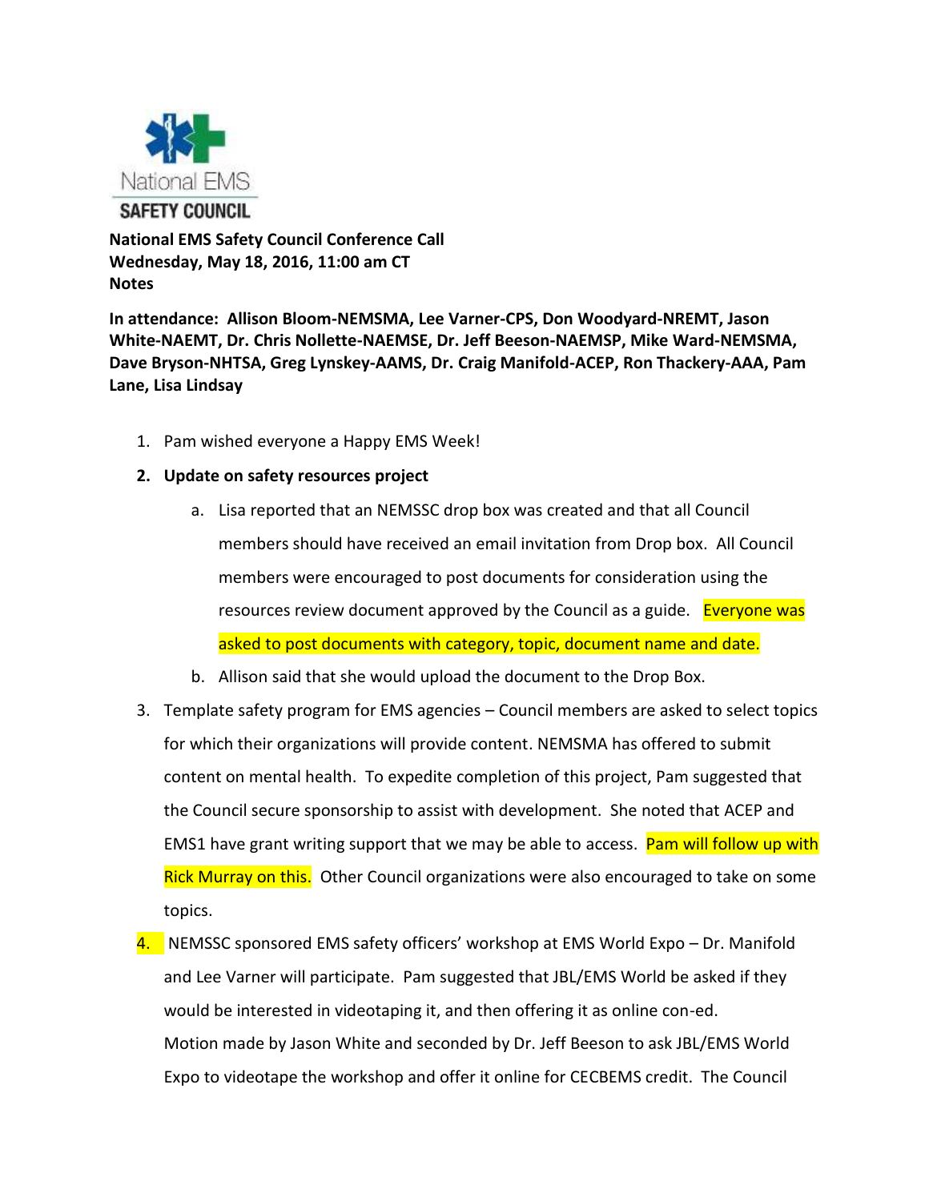National EMS SAFETY COUNCIL

**National EMS Safety Council Conference Call**
**Wednesday, May 18, 2016, 11:00 am CT**
**Notes**

**In attendance: Allison Bloom-NEMSMA, Lee Varner-CPS, Don Woodyard-NREMT, Jason White-NAEMT, Dr. Chris Nollette-NAEMSE, Dr. Jeff Beeson-NAEMSP, Mike Ward-NEMSMA, Dave Bryson-NHTSA, Greg Lynskey-AAMS, Dr. Craig Manifold-ACEP, Ron Thackery-AAA, Pam Lane, Lisa Lindsay**

1. Pam wished everyone a Happy EMS Week!
2. **Update on safety resources project**
   a. Lisa reported that an NEMSSC drop box was created and that all Council members should have received an email invitation from Drop box. All Council members were encouraged to post documents for consideration using the resources review document approved by the Council as a guide. Everyone was asked to post documents with category, topic, document name and date.
   b. Allison said that she would upload the document to the Drop Box.
3. Template safety program for EMS agencies – Council members are asked to select topics for which their organizations will provide content. NEMSMA has offered to submit content on mental health. To expedite completion of this project, Pam suggested that the Council secure sponsorship to assist with development. She noted that ACEP and EMS1 have grant writing support that we may be able to access. Pam will follow up with Rick Murray on this. Other Council organizations were also encouraged to take on some topics.
4. NEMSSC sponsored EMS safety officers' workshop at EMS World Expo – Dr. Manifold and Lee Varner will participate. Pam suggested that JBL/EMS World be asked if they would be interested in videotaping it, and then offering it as online con-ed.
   Motion made by Jason White and seconded by Dr. Jeff Beeson to ask JBL/EMS World Expo to videotape the workshop and offer it online for CECBEMS credit. The Council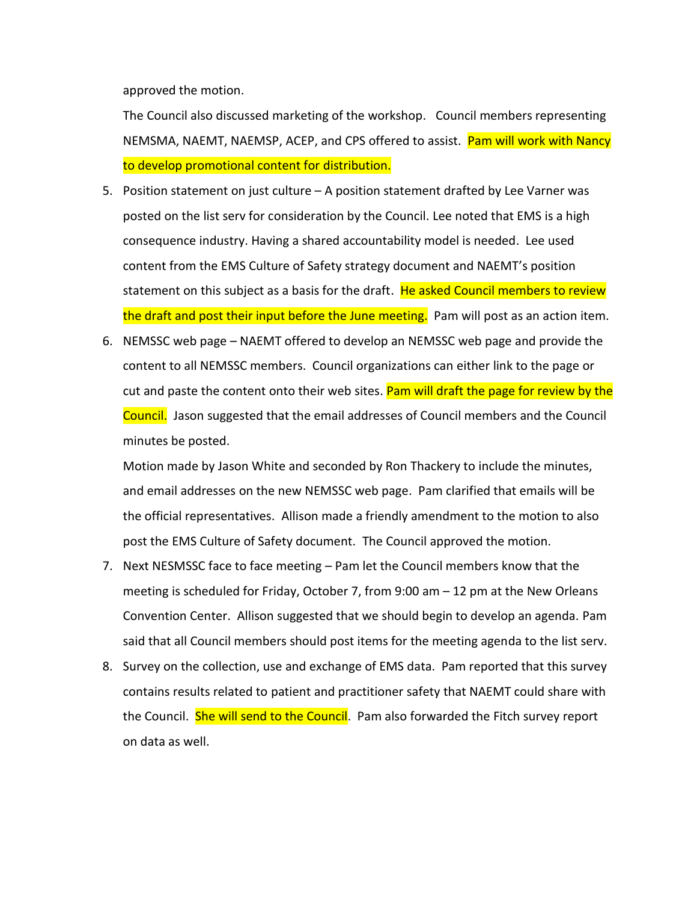approved the motion.

The Council also discussed marketing of the workshop. Council members representing NEMSMA, NAEMT, NAEMSP, ACEP, and CPS offered to assist. Pam will work with Nancy to develop promotional content for distribution.

5. Position statement on just culture – A position statement drafted by Lee Varner was posted on the list serv for consideration by the Council. Lee noted that EMS is a high consequence industry. Having a shared accountability model is needed. Lee used content from the EMS Culture of Safety strategy document and NAEMT's position statement on this subject as a basis for the draft. He asked Council members to review the draft and post their input before the June meeting. Pam will post as an action item.
6. NEMSSC web page – NAEMT offered to develop an NEMSSC web page and provide the content to all NEMSSC members. Council organizations can either link to the page or cut and paste the content onto their web sites. Pam will draft the page for review by the Council. Jason suggested that the email addresses of Council members and the Council minutes be posted.

   Motion made by Jason White and seconded by Ron Thackery to include the minutes, and email addresses on the new NEMSSC web page. Pam clarified that emails will be the official representatives. Allison made a friendly amendment to the motion to also post the EMS Culture of Safety document. The Council approved the motion.
7. Next NESMSSC face to face meeting – Pam let the Council members know that the meeting is scheduled for Friday, October 7, from 9:00 am – 12 pm at the New Orleans Convention Center. Allison suggested that we should begin to develop an agenda. Pam said that all Council members should post items for the meeting agenda to the list serv.
8. Survey on the collection, use and exchange of EMS data. Pam reported that this survey contains results related to patient and practitioner safety that NAEMT could share with the Council. She will send to the Council. Pam also forwarded the Fitch survey report on data as well.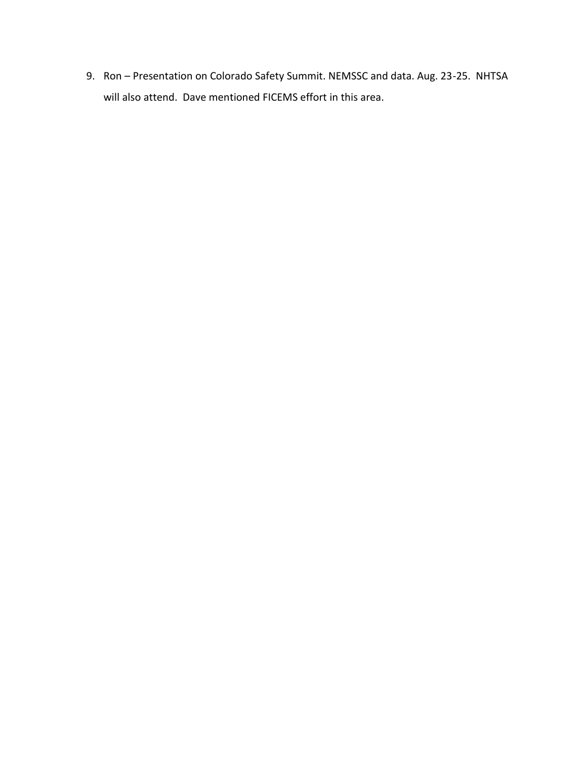9. Ron – Presentation on Colorado Safety Summit. NEMSSC and data. Aug. 23-25. NHTSA will also attend. Dave mentioned FICEMS effort in this area.